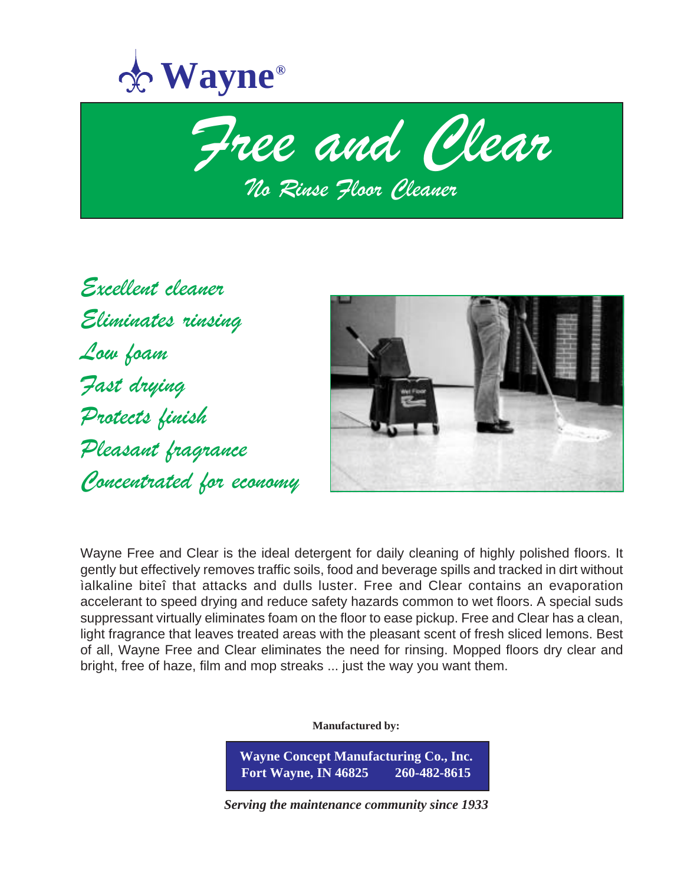Wayne®

# Free and Clear

## No Rinse Floor Cleaner

*Excellent cleaner*
*Eliminates rinsing*
*Low foam*
*Fast drying*
*Protects finish*
*Pleasant fragrance*
*Concentrated for economy*

Wayne Free and Clear is the ideal detergent for daily cleaning of highly polished floors. It gently but effectively removes traffic soils, food and beverage spills and tracked in dirt without ìalkaline biteî that attacks and dulls luster. Free and Clear contains an evaporation accelerant to speed drying and reduce safety hazards common to wet floors. A special suds suppressant virtually eliminates foam on the floor to ease pickup. Free and Clear has a clean, light fragrance that leaves treated areas with the pleasant scent of fresh sliced lemons. Best of all, Wayne Free and Clear eliminates the need for rinsing. Mopped floors dry clear and bright, free of haze, film and mop streaks ... just the way you want them.

**Manufactured by:**

**Wayne Concept Manufacturing Co., Inc.**
**Fort Wayne, IN 46825 260-482-8615**

***Serving the maintenance community since 1933***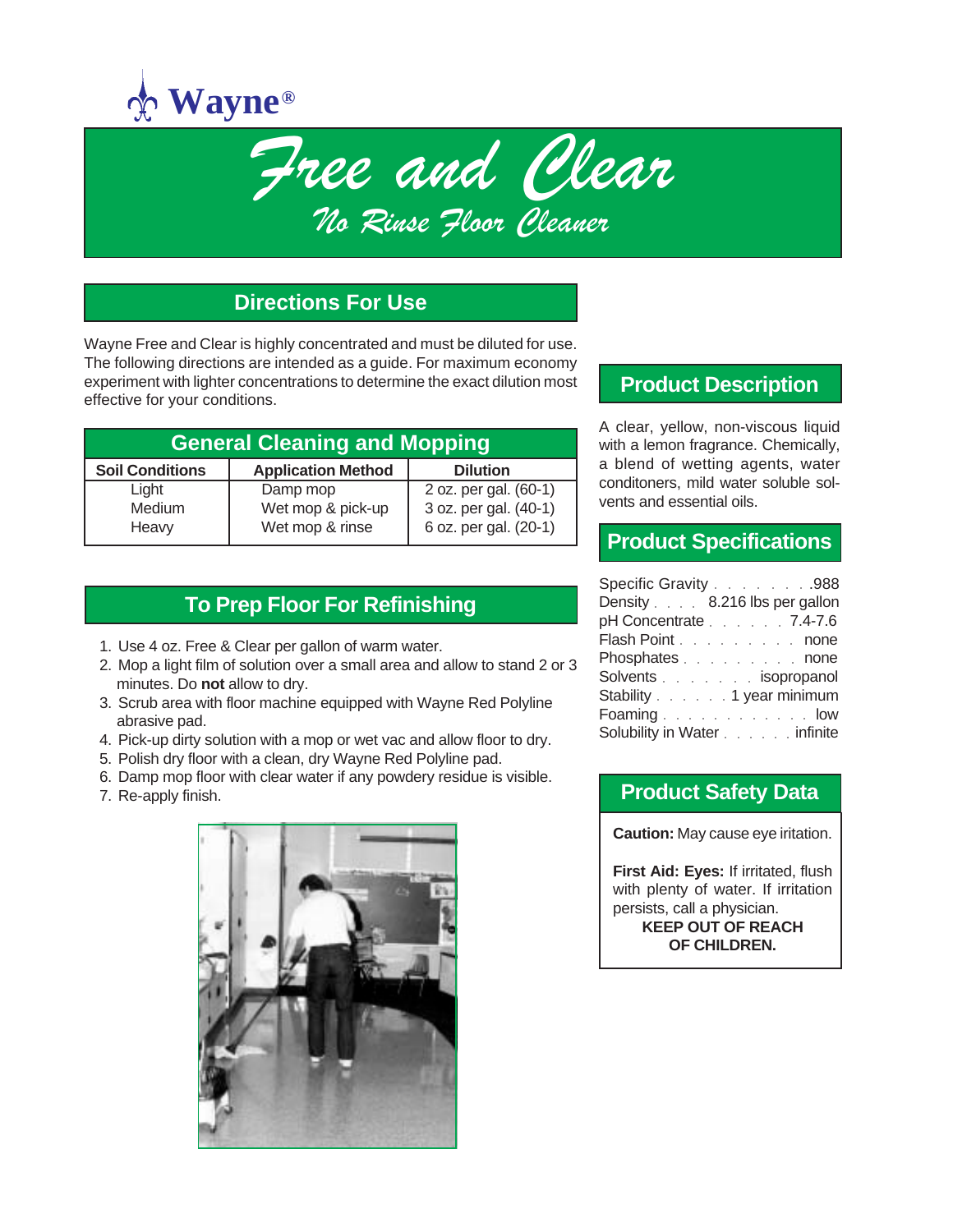Wayne®

# Free and Clear

## No Rinse Floor Cleaner

## Directions For Use

Wayne Free and Clear is highly concentrated and must be diluted for use. The following directions are intended as a guide. For maximum economy experiment with lighter concentrations to determine the exact dilution most effective for your conditions.

### General Cleaning and Mopping

| Soil Conditions | Application Method | Dilution |
|---|---|---|
| Light | Damp mop | 2 oz. per gal. (60-1) |
| Medium | Wet mop & pick-up | 3 oz. per gal. (40-1) |
| Heavy | Wet mop & rinse | 6 oz. per gal. (20-1) |

## To Prep Floor For Refinishing

1. Use 4 oz. Free & Clear per gallon of warm water.
2. Mop a light film of solution over a small area and allow to stand 2 or 3 minutes. Do **not** allow to dry.
3. Scrub area with floor machine equipped with Wayne Red Polyline abrasive pad.
4. Pick-up dirty solution with a mop or wet vac and allow floor to dry.
5. Polish dry floor with a clean, dry Wayne Red Polyline pad.
6. Damp mop floor with clear water if any powdery residue is visible.
7. Re-apply finish.

## Product Description

A clear, yellow, non-viscous liquid with a lemon fragrance. Chemically, a blend of wetting agents, water conditoners, mild water soluble solvents and essential oils.

## Product Specifications

| | |
|---|---|
| Specific Gravity | .988 |
| Density | 8.216 lbs per gallon |
| pH Concentrate | 7.4-7.6 |
| Flash Point | none |
| Phosphates | none |
| Solvents | isopropanol |
| Stability | 1 year minimum |
| Foaming | low |
| Solubility in Water | infinite |

## Product Safety Data

**Caution:** May cause eye iritation.

**First Aid: Eyes:** If irritated, flush with plenty of water. If irritation persists, call a physician.

**KEEP OUT OF REACH OF CHILDREN.**